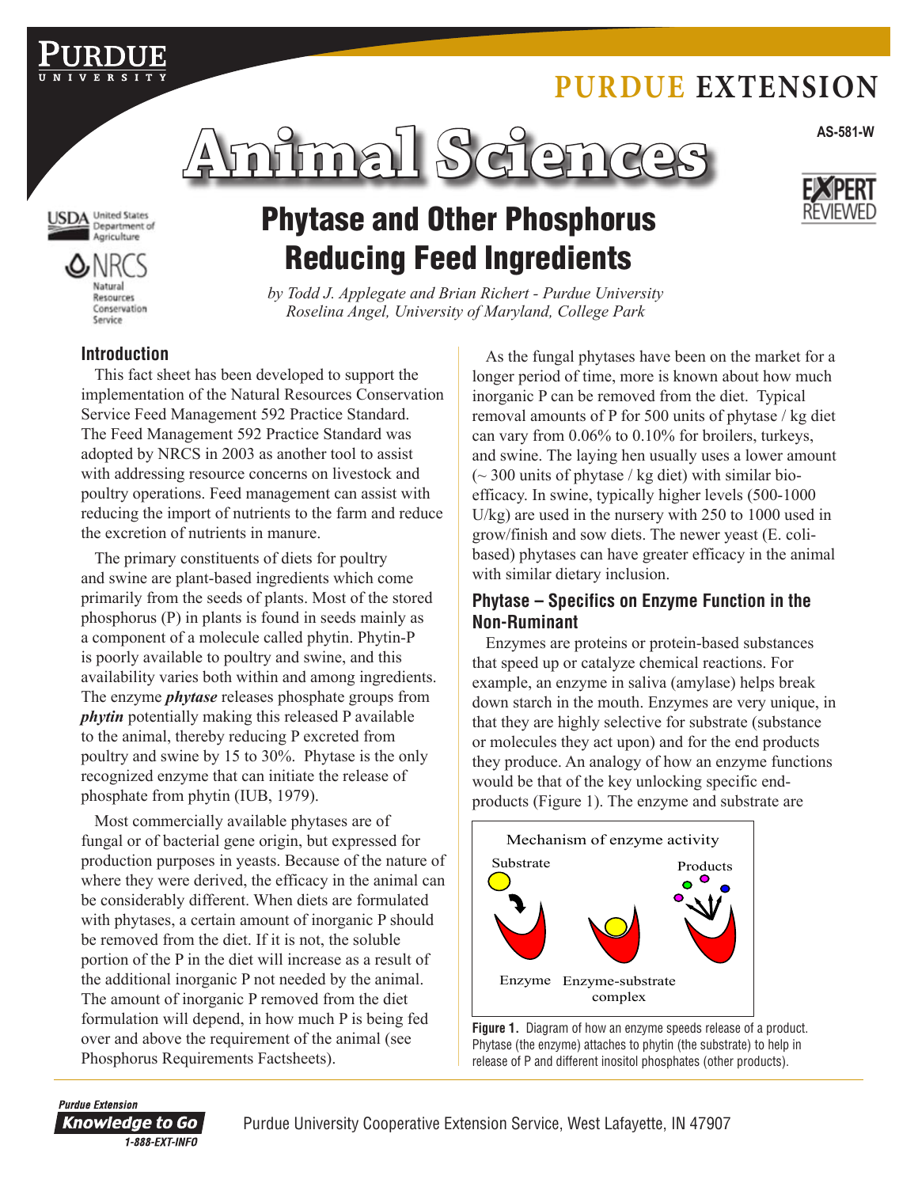PURDUE EXTENSION

AS-581-W

# Animal Sciences

# Phytase and Other Phosphorus Reducing Feed Ingredients

*by Todd J. Applegate and Brian Richert - Purdue University*
*Roselina Angel, University of Maryland, College Park*

## Introduction

This fact sheet has been developed to support the implementation of the Natural Resources Conservation Service Feed Management 592 Practice Standard. The Feed Management 592 Practice Standard was adopted by NRCS in 2003 as another tool to assist with addressing resource concerns on livestock and poultry operations. Feed management can assist with reducing the import of nutrients to the farm and reduce the excretion of nutrients in manure.

The primary constituents of diets for poultry and swine are plant-based ingredients which come primarily from the seeds of plants. Most of the stored phosphorus (P) in plants is found in seeds mainly as a component of a molecule called phytin. Phytin-P is poorly available to poultry and swine, and this availability varies both within and among ingredients. The enzyme ***phytase*** releases phosphate groups from ***phytin*** potentially making this released P available to the animal, thereby reducing P excreted from poultry and swine by 15 to 30%. Phytase is the only recognized enzyme that can initiate the release of phosphate from phytin (IUB, 1979).

Most commercially available phytases are of fungal or of bacterial gene origin, but expressed for production purposes in yeasts. Because of the nature of where they were derived, the efficacy in the animal can be considerably different. When diets are formulated with phytases, a certain amount of inorganic P should be removed from the diet. If it is not, the soluble portion of the P in the diet will increase as a result of the additional inorganic P not needed by the animal. The amount of inorganic P removed from the diet formulation will depend, in how much P is being fed over and above the requirement of the animal (see Phosphorus Requirements Factsheets).

As the fungal phytases have been on the market for a longer period of time, more is known about how much inorganic P can be removed from the diet. Typical removal amounts of P for 500 units of phytase / kg diet can vary from 0.06% to 0.10% for broilers, turkeys, and swine. The laying hen usually uses a lower amount (~ 300 units of phytase / kg diet) with similar bio-efficacy. In swine, typically higher levels (500-1000 U/kg) are used in the nursery with 250 to 1000 used in grow/finish and sow diets. The newer yeast (E. coli-based) phytases can have greater efficacy in the animal with similar dietary inclusion.

## Phytase – Specifics on Enzyme Function in the Non-Ruminant

Enzymes are proteins or protein-based substances that speed up or catalyze chemical reactions. For example, an enzyme in saliva (amylase) helps break down starch in the mouth. Enzymes are very unique, in that they are highly selective for substrate (substance or molecules they act upon) and for the end products they produce. An analogy of how an enzyme functions would be that of the key unlocking specific end-products (Figure 1). The enzyme and substrate are

Mechanism of enzyme activity

Substrate | Products | Enzyme | Enzyme-substrate complex

**Figure 1.** Diagram of how an enzyme speeds release of a product. Phytase (the enzyme) attaches to phytin (the substrate) to help in release of P and different inositol phosphates (other products).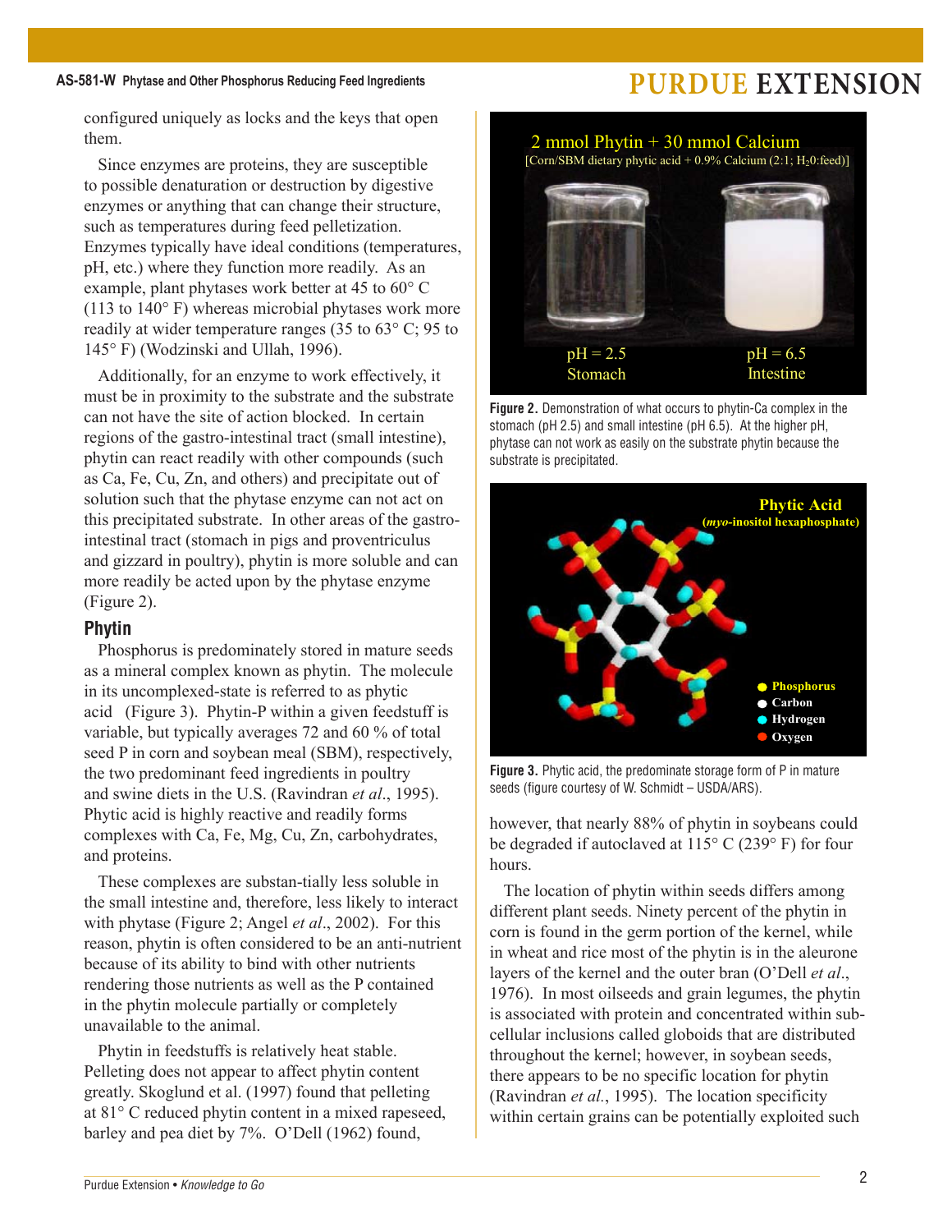configured uniquely as locks and the keys that open them.

Since enzymes are proteins, they are susceptible to possible denaturation or destruction by digestive enzymes or anything that can change their structure, such as temperatures during feed pelletization. Enzymes typically have ideal conditions (temperatures, pH, etc.) where they function more readily. As an example, plant phytases work better at 45 to 60° C (113 to 140° F) whereas microbial phytases work more readily at wider temperature ranges (35 to 63° C; 95 to 145° F) (Wodzinski and Ullah, 1996).

Additionally, for an enzyme to work effectively, it must be in proximity to the substrate and the substrate can not have the site of action blocked. In certain regions of the gastro-intestinal tract (small intestine), phytin can react readily with other compounds (such as Ca, Fe, Cu, Zn, and others) and precipitate out of solution such that the phytase enzyme can not act on this precipitated substrate. In other areas of the gastro-intestinal tract (stomach in pigs and proventriculus and gizzard in poultry), phytin is more soluble and can more readily be acted upon by the phytase enzyme (Figure 2).

**Figure 2.** Demonstration of what occurs to phytin-Ca complex in the stomach (pH 2.5) and small intestine (pH 6.5). At the higher pH, phytase can not work as easily on the substrate phytin because the substrate is precipitated.

## Phytin

Phosphorus is predominately stored in mature seeds as a mineral complex known as phytin. The molecule in its uncomplexed-state is referred to as phytic acid (Figure 3). Phytin-P within a given feedstuff is variable, but typically averages 72 and 60 % of total seed P in corn and soybean meal (SBM), respectively, the two predominant feed ingredients in poultry and swine diets in the U.S. (Ravindran *et al*., 1995). Phytic acid is highly reactive and readily forms complexes with Ca, Fe, Mg, Cu, Zn, carbohydrates, and proteins.

These complexes are substan-tially less soluble in the small intestine and, therefore, less likely to interact with phytase (Figure 2; Angel *et al*., 2002). For this reason, phytin is often considered to be an anti-nutrient because of its ability to bind with other nutrients rendering those nutrients as well as the P contained in the phytin molecule partially or completely unavailable to the animal.

Phytin in feedstuffs is relatively heat stable. Pelleting does not appear to affect phytin content greatly. Skoglund et al. (1997) found that pelleting at 81° C reduced phytin content in a mixed rapeseed, barley and pea diet by 7%. O'Dell (1962) found, however, that nearly 88% of phytin in soybeans could be degraded if autoclaved at 115° C (239° F) for four hours.

**Figure 3.** Phytic acid, the predominate storage form of P in mature seeds (figure courtesy of W. Schmidt – USDA/ARS).

The location of phytin within seeds differs among different plant seeds. Ninety percent of the phytin in corn is found in the germ portion of the kernel, while in wheat and rice most of the phytin is in the aleurone layers of the kernel and the outer bran (O'Dell *et al*., 1976). In most oilseeds and grain legumes, the phytin is associated with protein and concentrated within sub-cellular inclusions called globoids that are distributed throughout the kernel; however, in soybean seeds, there appears to be no specific location for phytin (Ravindran *et al*., 1995). The location specificity within certain grains can be potentially exploited such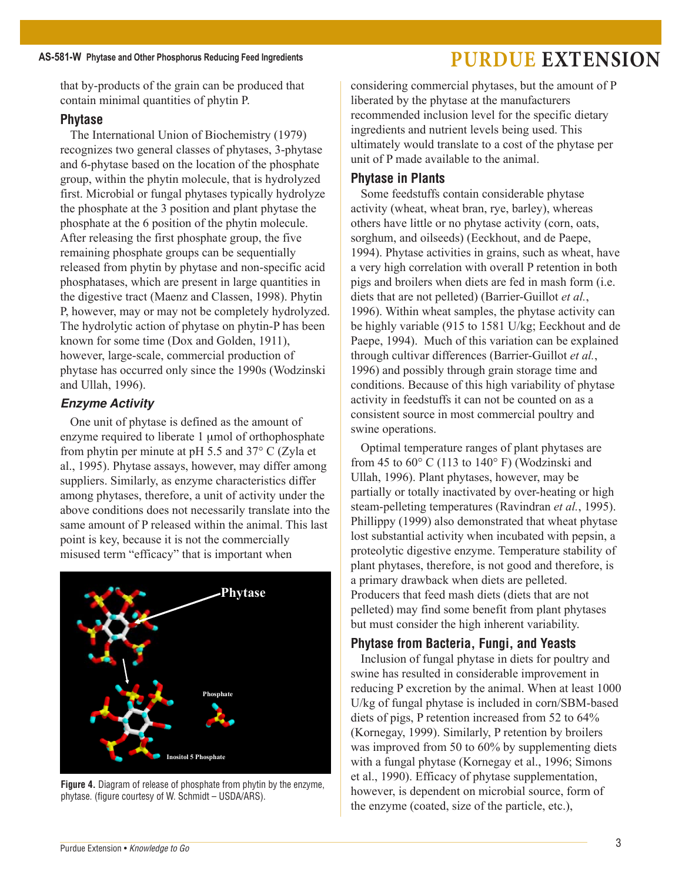that by-products of the grain can be produced that contain minimal quantities of phytin P.

## Phytase

The International Union of Biochemistry (1979) recognizes two general classes of phytases, 3-phytase and 6-phytase based on the location of the phosphate group, within the phytin molecule, that is hydrolyzed first. Microbial or fungal phytases typically hydrolyze the phosphate at the 3 position and plant phytase the phosphate at the 6 position of the phytin molecule. After releasing the first phosphate group, the five remaining phosphate groups can be sequentially released from phytin by phytase and non-specific acid phosphatases, which are present in large quantities in the digestive tract (Maenz and Classen, 1998). Phytin P, however, may or may not be completely hydrolyzed. The hydrolytic action of phytase on phytin-P has been known for some time (Dox and Golden, 1911), however, large-scale, commercial production of phytase has occurred only since the 1990s (Wodzinski and Ullah, 1996).

### *Enzyme Activity*

One unit of phytase is defined as the amount of enzyme required to liberate 1 μmol of orthophosphate from phytin per minute at pH 5.5 and 37° C (Zyla et al., 1995). Phytase assays, however, may differ among suppliers. Similarly, as enzyme characteristics differ among phytases, therefore, a unit of activity under the above conditions does not necessarily translate into the same amount of P released within the animal. This last point is key, because it is not the commercially misused term "efficacy" that is important when considering commercial phytases, but the amount of P liberated by the phytase at the manufacturers recommended inclusion level for the specific dietary ingredients and nutrient levels being used. This ultimately would translate to a cost of the phytase per unit of P made available to the animal.

**Figure 4.** Diagram of release of phosphate from phytin by the enzyme, phytase. (figure courtesy of W. Schmidt – USDA/ARS).

## Phytase in Plants

Some feedstuffs contain considerable phytase activity (wheat, wheat bran, rye, barley), whereas others have little or no phytase activity (corn, oats, sorghum, and oilseeds) (Eeckhout, and de Paepe, 1994). Phytase activities in grains, such as wheat, have a very high correlation with overall P retention in both pigs and broilers when diets are fed in mash form (i.e. diets that are not pelleted) (Barrier-Guillot *et al.*, 1996). Within wheat samples, the phytase activity can be highly variable (915 to 1581 U/kg; Eeckhout and de Paepe, 1994). Much of this variation can be explained through cultivar differences (Barrier-Guillot *et al.*, 1996) and possibly through grain storage time and conditions. Because of this high variability of phytase activity in feedstuffs it can not be counted on as a consistent source in most commercial poultry and swine operations.

Optimal temperature ranges of plant phytases are from 45 to 60° C (113 to 140° F) (Wodzinski and Ullah, 1996). Plant phytases, however, may be partially or totally inactivated by over-heating or high steam-pelleting temperatures (Ravindran *et al.*, 1995). Phillippy (1999) also demonstrated that wheat phytase lost substantial activity when incubated with pepsin, a proteolytic digestive enzyme. Temperature stability of plant phytases, therefore, is not good and therefore, is a primary drawback when diets are pelleted. Producers that feed mash diets (diets that are not pelleted) may find some benefit from plant phytases but must consider the high inherent variability.

## Phytase from Bacteria, Fungi, and Yeasts

Inclusion of fungal phytase in diets for poultry and swine has resulted in considerable improvement in reducing P excretion by the animal. When at least 1000 U/kg of fungal phytase is included in corn/SBM-based diets of pigs, P retention increased from 52 to 64% (Kornegay, 1999). Similarly, P retention by broilers was improved from 50 to 60% by supplementing diets with a fungal phytase (Kornegay et al., 1996; Simons et al., 1990). Efficacy of phytase supplementation, however, is dependent on microbial source, form of the enzyme (coated, size of the particle, etc.),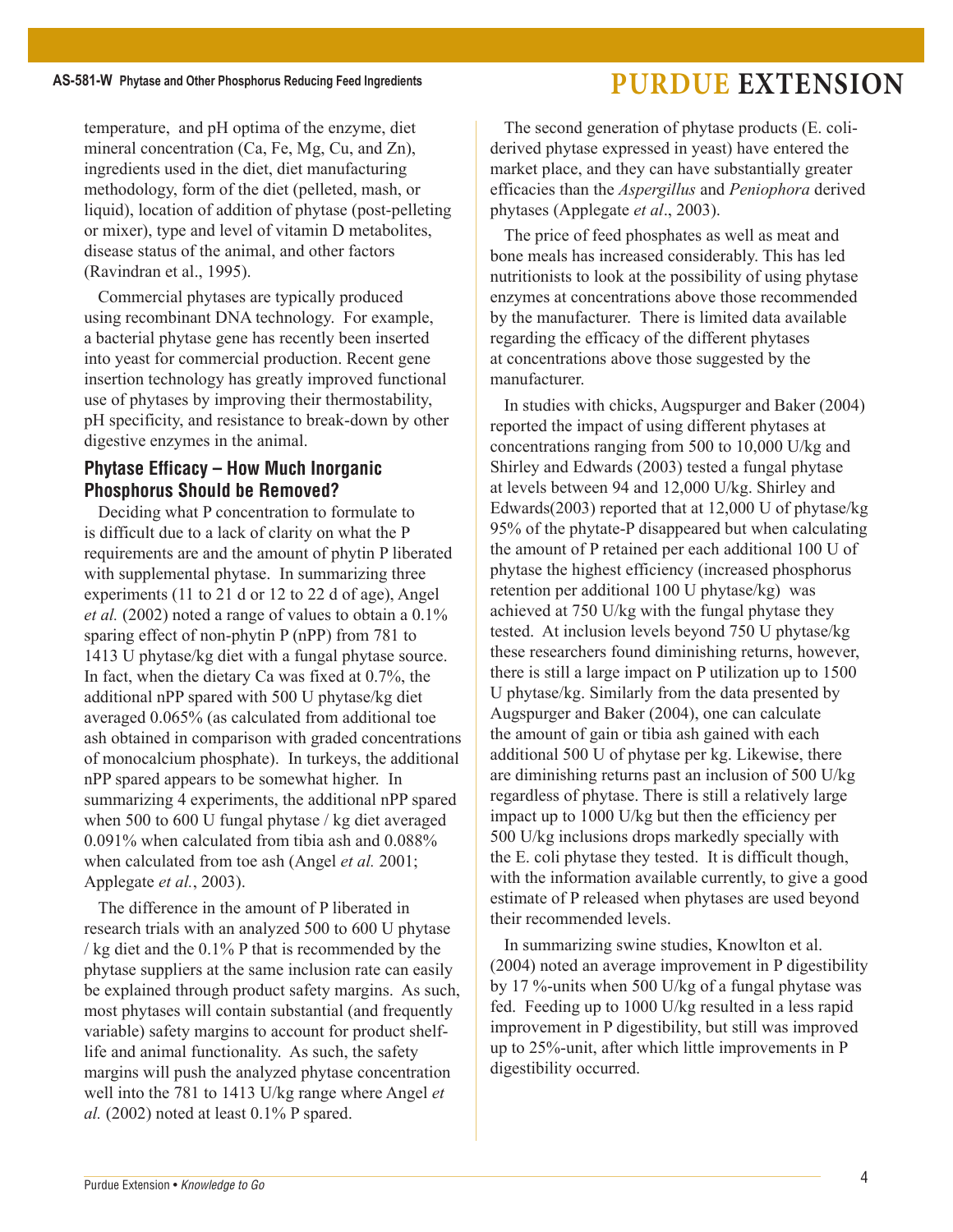temperature, and pH optima of the enzyme, diet mineral concentration (Ca, Fe, Mg, Cu, and Zn), ingredients used in the diet, diet manufacturing methodology, form of the diet (pelleted, mash, or liquid), location of addition of phytase (post-pelleting or mixer), type and level of vitamin D metabolites, disease status of the animal, and other factors (Ravindran et al., 1995).

Commercial phytases are typically produced using recombinant DNA technology. For example, a bacterial phytase gene has recently been inserted into yeast for commercial production. Recent gene insertion technology has greatly improved functional use of phytases by improving their thermostability, pH specificity, and resistance to break-down by other digestive enzymes in the animal.

### Phytase Efficacy – How Much Inorganic Phosphorus Should be Removed?

Deciding what P concentration to formulate to is difficult due to a lack of clarity on what the P requirements are and the amount of phytin P liberated with supplemental phytase. In summarizing three experiments (11 to 21 d or 12 to 22 d of age), Angel *et al.* (2002) noted a range of values to obtain a 0.1% sparing effect of non-phytin P (nPP) from 781 to 1413 U phytase/kg diet with a fungal phytase source. In fact, when the dietary Ca was fixed at 0.7%, the additional nPP spared with 500 U phytase/kg diet averaged 0.065% (as calculated from additional toe ash obtained in comparison with graded concentrations of monocalcium phosphate). In turkeys, the additional nPP spared appears to be somewhat higher. In summarizing 4 experiments, the additional nPP spared when 500 to 600 U fungal phytase / kg diet averaged 0.091% when calculated from tibia ash and 0.088% when calculated from toe ash (Angel *et al.* 2001; Applegate *et al.*, 2003).

The difference in the amount of P liberated in research trials with an analyzed 500 to 600 U phytase / kg diet and the 0.1% P that is recommended by the phytase suppliers at the same inclusion rate can easily be explained through product safety margins. As such, most phytases will contain substantial (and frequently variable) safety margins to account for product shelf-life and animal functionality. As such, the safety margins will push the analyzed phytase concentration well into the 781 to 1413 U/kg range where Angel *et al.* (2002) noted at least 0.1% P spared.

The second generation of phytase products (E. coli-derived phytase expressed in yeast) have entered the market place, and they can have substantially greater efficacies than the *Aspergillus* and *Peniophora* derived phytases (Applegate *et al*., 2003).

The price of feed phosphates as well as meat and bone meals has increased considerably. This has led nutritionists to look at the possibility of using phytase enzymes at concentrations above those recommended by the manufacturer. There is limited data available regarding the efficacy of the different phytases at concentrations above those suggested by the manufacturer.

In studies with chicks, Augspurger and Baker (2004) reported the impact of using different phytases at concentrations ranging from 500 to 10,000 U/kg and Shirley and Edwards (2003) tested a fungal phytase at levels between 94 and 12,000 U/kg. Shirley and Edwards(2003) reported that at 12,000 U of phytase/kg 95% of the phytate-P disappeared but when calculating the amount of P retained per each additional 100 U of phytase the highest efficiency (increased phosphorus retention per additional 100 U phytase/kg) was achieved at 750 U/kg with the fungal phytase they tested. At inclusion levels beyond 750 U phytase/kg these researchers found diminishing returns, however, there is still a large impact on P utilization up to 1500 U phytase/kg. Similarly from the data presented by Augspurger and Baker (2004), one can calculate the amount of gain or tibia ash gained with each additional 500 U of phytase per kg. Likewise, there are diminishing returns past an inclusion of 500 U/kg regardless of phytase. There is still a relatively large impact up to 1000 U/kg but then the efficiency per 500 U/kg inclusions drops markedly specially with the E. coli phytase they tested. It is difficult though, with the information available currently, to give a good estimate of P released when phytases are used beyond their recommended levels.

In summarizing swine studies, Knowlton et al. (2004) noted an average improvement in P digestibility by 17 %-units when 500 U/kg of a fungal phytase was fed. Feeding up to 1000 U/kg resulted in a less rapid improvement in P digestibility, but still was improved up to 25%-unit, after which little improvements in P digestibility occurred.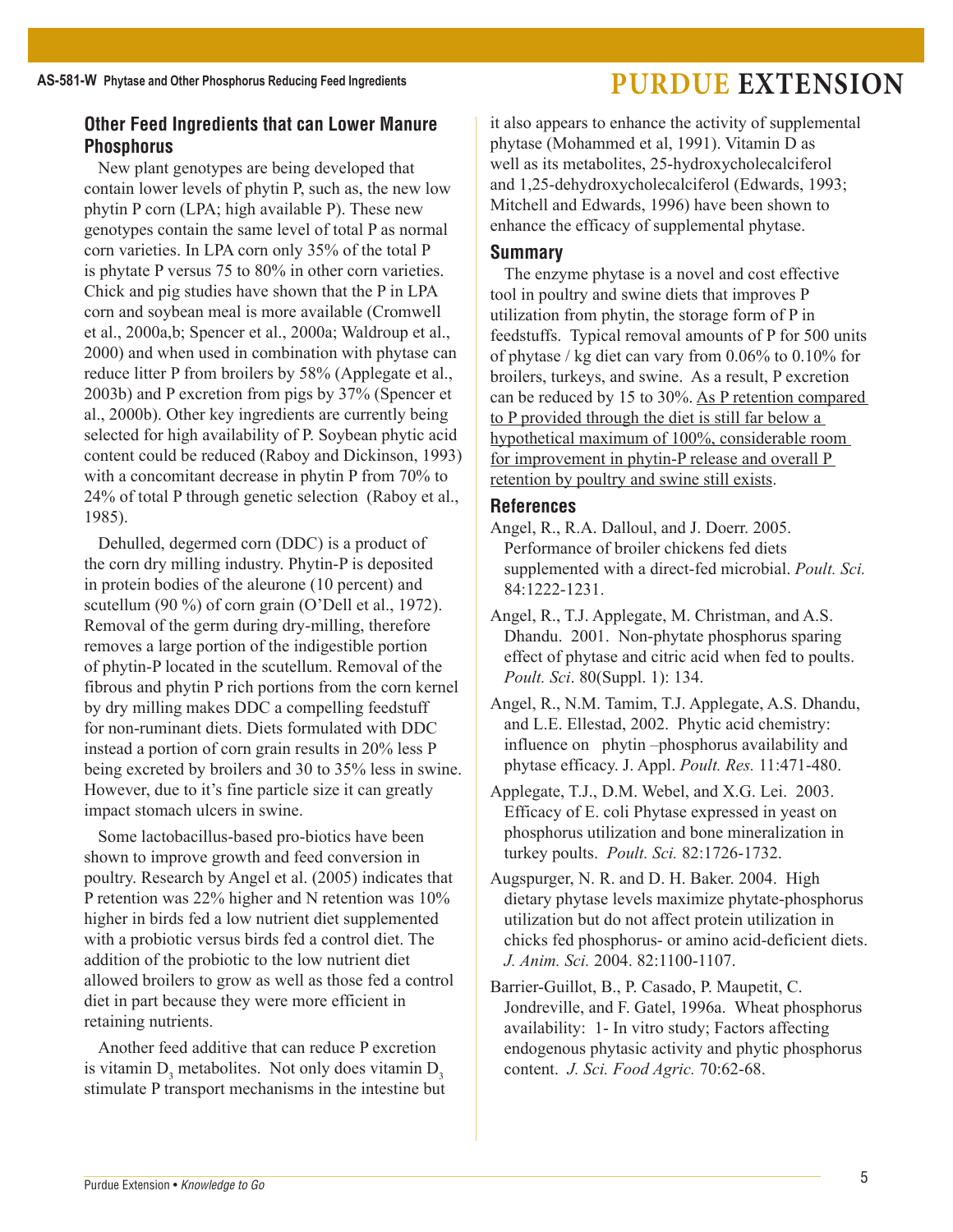## Other Feed Ingredients that can Lower Manure Phosphorus

New plant genotypes are being developed that contain lower levels of phytin P, such as, the new low phytin P corn (LPA; high available P). These new genotypes contain the same level of total P as normal corn varieties. In LPA corn only 35% of the total P is phytate P versus 75 to 80% in other corn varieties. Chick and pig studies have shown that the P in LPA corn and soybean meal is more available (Cromwell et al., 2000a,b; Spencer et al., 2000a; Waldroup et al., 2000) and when used in combination with phytase can reduce litter P from broilers by 58% (Applegate et al., 2003b) and P excretion from pigs by 37% (Spencer et al., 2000b). Other key ingredients are currently being selected for high availability of P. Soybean phytic acid content could be reduced (Raboy and Dickinson, 1993) with a concomitant decrease in phytin P from 70% to 24% of total P through genetic selection (Raboy et al., 1985).

Dehulled, degermed corn (DDC) is a product of the corn dry milling industry. Phytin-P is deposited in protein bodies of the aleurone (10 percent) and scutellum (90 %) of corn grain (O'Dell et al., 1972). Removal of the germ during dry-milling, therefore removes a large portion of the indigestible portion of phytin-P located in the scutellum. Removal of the fibrous and phytin P rich portions from the corn kernel by dry milling makes DDC a compelling feedstuff for non-ruminant diets. Diets formulated with DDC instead a portion of corn grain results in 20% less P being excreted by broilers and 30 to 35% less in swine. However, due to it's fine particle size it can greatly impact stomach ulcers in swine.

Some lactobacillus-based pro-biotics have been shown to improve growth and feed conversion in poultry. Research by Angel et al. (2005) indicates that P retention was 22% higher and N retention was 10% higher in birds fed a low nutrient diet supplemented with a probiotic versus birds fed a control diet. The addition of the probiotic to the low nutrient diet allowed broilers to grow as well as those fed a control diet in part because they were more efficient in retaining nutrients.

Another feed additive that can reduce P excretion is vitamin $D_3$ metabolites. Not only does vitamin $D_3$ stimulate P transport mechanisms in the intestine but it also appears to enhance the activity of supplemental phytase (Mohammed et al, 1991). Vitamin D as well as its metabolites, 25-hydroxycholecalciferol and 1,25-dehydroxycholecalciferol (Edwards, 1993; Mitchell and Edwards, 1996) have been shown to enhance the efficacy of supplemental phytase.

## Summary

The enzyme phytase is a novel and cost effective tool in poultry and swine diets that improves P utilization from phytin, the storage form of P in feedstuffs. Typical removal amounts of P for 500 units of phytase / kg diet can vary from 0.06% to 0.10% for broilers, turkeys, and swine. As a result, P excretion can be reduced by 15 to 30%. As P retention compared to P provided through the diet is still far below a hypothetical maximum of 100%, considerable room for improvement in phytin-P release and overall P retention by poultry and swine still exists.

## References

Angel, R., R.A. Dalloul, and J. Doerr. 2005. Performance of broiler chickens fed diets supplemented with a direct-fed microbial. *Poult. Sci.* 84:1222-1231.

Angel, R., T.J. Applegate, M. Christman, and A.S. Dhandu. 2001. Non-phytate phosphorus sparing effect of phytase and citric acid when fed to poults. *Poult. Sci*. 80(Suppl. 1): 134.

Angel, R., N.M. Tamim, T.J. Applegate, A.S. Dhandu, and L.E. Ellestad, 2002. Phytic acid chemistry: influence on phytin –phosphorus availability and phytase efficacy. J. Appl. *Poult. Res.* 11:471-480.

Applegate, T.J., D.M. Webel, and X.G. Lei. 2003. Efficacy of E. coli Phytase expressed in yeast on phosphorus utilization and bone mineralization in turkey poults. *Poult. Sci.* 82:1726-1732.

Augspurger, N. R. and D. H. Baker. 2004. High dietary phytase levels maximize phytate-phosphorus utilization but do not affect protein utilization in chicks fed phosphorus- or amino acid-deficient diets. *J. Anim. Sci.* 2004. 82:1100-1107.

Barrier-Guillot, B., P. Casado, P. Maupetit, C. Jondreville, and F. Gatel, 1996a. Wheat phosphorus availability: 1- In vitro study; Factors affecting endogenous phytasic activity and phytic phosphorus content. *J. Sci. Food Agric.* 70:62-68.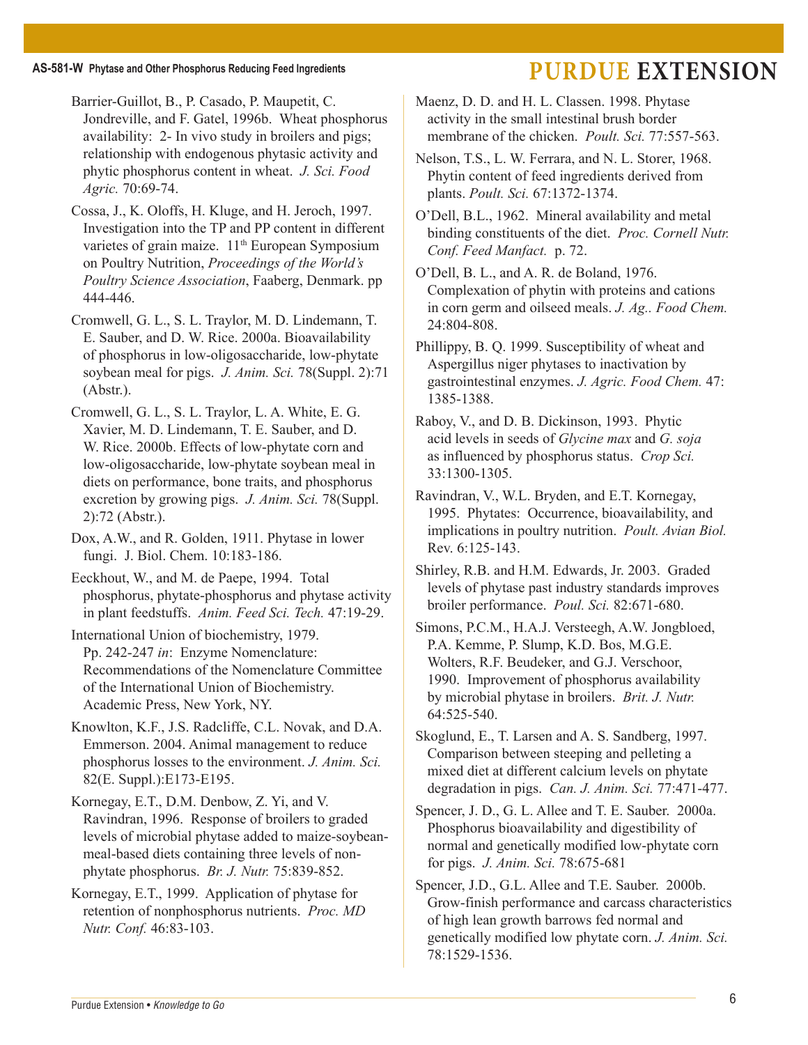Barrier-Guillot, B., P. Casado, P. Maupetit, C. Jondreville, and F. Gatel, 1996b. Wheat phosphorus availability: 2- In vivo study in broilers and pigs; relationship with endogenous phytasic activity and phytic phosphorus content in wheat. *J. Sci. Food Agric.* 70:69-74.

Cossa, J., K. Oloffs, H. Kluge, and H. Jeroch, 1997. Investigation into the TP and PP content in different varietes of grain maize. 11th European Symposium on Poultry Nutrition, *Proceedings of the World's Poultry Science Association*, Faaberg, Denmark. pp 444-446.

Cromwell, G. L., S. L. Traylor, M. D. Lindemann, T. E. Sauber, and D. W. Rice. 2000a. Bioavailability of phosphorus in low-oligosaccharide, low-phytate soybean meal for pigs. *J. Anim. Sci.* 78(Suppl. 2):71 (Abstr.).

Cromwell, G. L., S. L. Traylor, L. A. White, E. G. Xavier, M. D. Lindemann, T. E. Sauber, and D. W. Rice. 2000b. Effects of low-phytate corn and low-oligosaccharide, low-phytate soybean meal in diets on performance, bone traits, and phosphorus excretion by growing pigs. *J. Anim. Sci.* 78(Suppl. 2):72 (Abstr.).

Dox, A.W., and R. Golden, 1911. Phytase in lower fungi. J. Biol. Chem. 10:183-186.

Eeckhout, W., and M. de Paepe, 1994. Total phosphorus, phytate-phosphorus and phytase activity in plant feedstuffs. *Anim. Feed Sci. Tech.* 47:19-29.

International Union of biochemistry, 1979. Pp. 242-247 *in*: Enzyme Nomenclature: Recommendations of the Nomenclature Committee of the International Union of Biochemistry. Academic Press, New York, NY.

Knowlton, K.F., J.S. Radcliffe, C.L. Novak, and D.A. Emmerson. 2004. Animal management to reduce phosphorus losses to the environment. *J. Anim. Sci.* 82(E. Suppl.):E173-E195.

Kornegay, E.T., D.M. Denbow, Z. Yi, and V. Ravindran, 1996. Response of broilers to graded levels of microbial phytase added to maize-soybean-meal-based diets containing three levels of non-phytate phosphorus. *Br. J. Nutr.* 75:839-852.

Kornegay, E.T., 1999. Application of phytase for retention of nonphosphorus nutrients. *Proc. MD Nutr. Conf.* 46:83-103.

Maenz, D. D. and H. L. Classen. 1998. Phytase activity in the small intestinal brush border membrane of the chicken. *Poult. Sci.* 77:557-563.

Nelson, T.S., L. W. Ferrara, and N. L. Storer, 1968. Phytin content of feed ingredients derived from plants. *Poult. Sci.* 67:1372-1374.

O'Dell, B.L., 1962. Mineral availability and metal binding constituents of the diet. *Proc. Cornell Nutr. Conf. Feed Manfact.* p. 72.

O'Dell, B. L., and A. R. de Boland, 1976. Complexation of phytin with proteins and cations in corn germ and oilseed meals. *J. Ag.. Food Chem.* 24:804-808.

Phillippy, B. Q. 1999. Susceptibility of wheat and Aspergillus niger phytases to inactivation by gastrointestinal enzymes. *J. Agric. Food Chem.* 47: 1385-1388.

Raboy, V., and D. B. Dickinson, 1993. Phytic acid levels in seeds of *Glycine max* and *G. soja* as influenced by phosphorus status. *Crop Sci.* 33:1300-1305.

Ravindran, V., W.L. Bryden, and E.T. Kornegay, 1995. Phytates: Occurrence, bioavailability, and implications in poultry nutrition. *Poult. Avian Biol.* Rev. 6:125-143.

Shirley, R.B. and H.M. Edwards, Jr. 2003. Graded levels of phytase past industry standards improves broiler performance. *Poul. Sci.* 82:671-680.

Simons, P.C.M., H.A.J. Versteegh, A.W. Jongbloed, P.A. Kemme, P. Slump, K.D. Bos, M.G.E. Wolters, R.F. Beudeker, and G.J. Verschoor, 1990. Improvement of phosphorus availability by microbial phytase in broilers. *Brit. J. Nutr.* 64:525-540.

Skoglund, E., T. Larsen and A. S. Sandberg, 1997. Comparison between steeping and pelleting a mixed diet at different calcium levels on phytate degradation in pigs. *Can. J. Anim. Sci.* 77:471-477.

Spencer, J. D., G. L. Allee and T. E. Sauber. 2000a. Phosphorus bioavailability and digestibility of normal and genetically modified low-phytate corn for pigs. *J. Anim. Sci.* 78:675-681

Spencer, J.D., G.L. Allee and T.E. Sauber. 2000b. Grow-finish performance and carcass characteristics of high lean growth barrows fed normal and genetically modified low phytate corn. *J. Anim. Sci.* 78:1529-1536.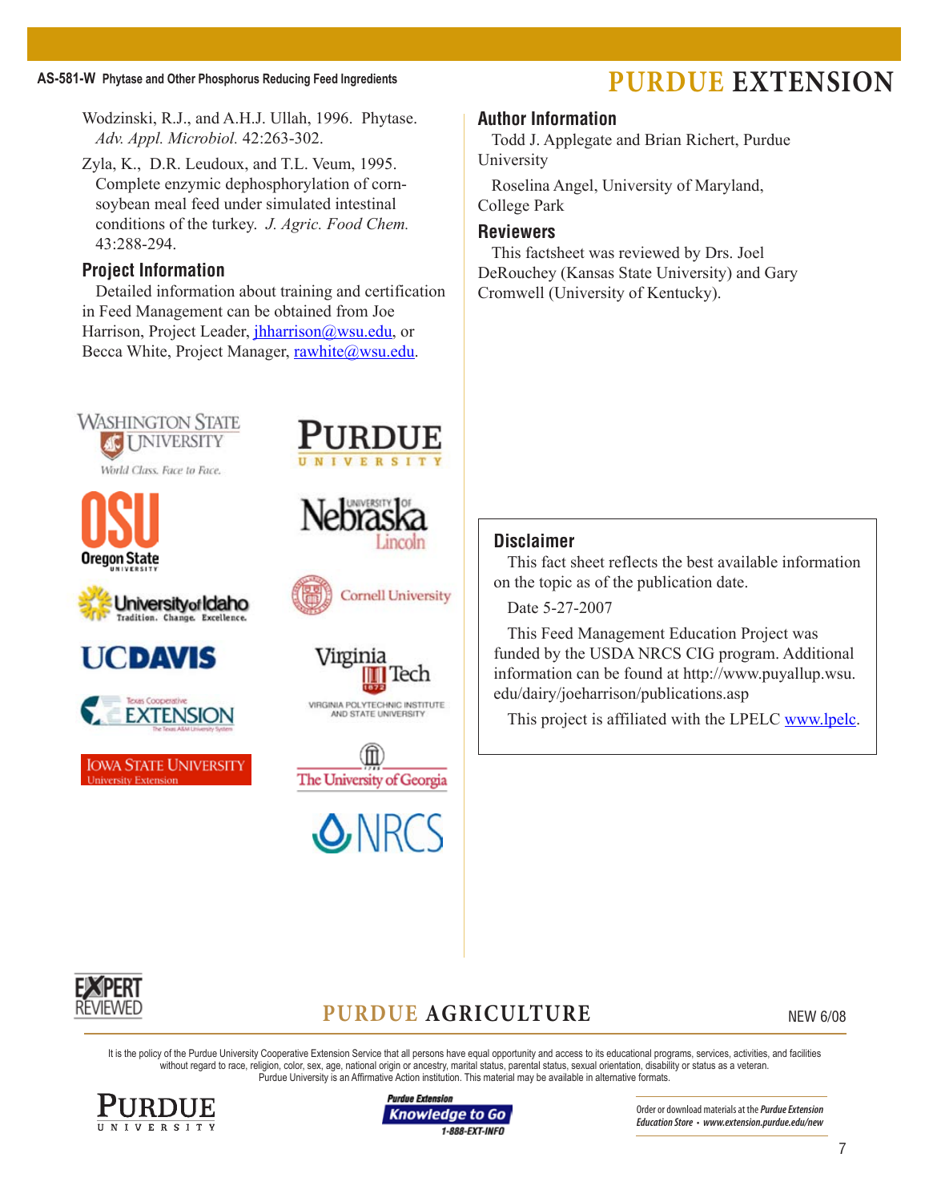Wodzinski, R.J., and A.H.J. Ullah, 1996. Phytase. *Adv. Appl. Microbiol.* 42:263-302.

Zyla, K., D.R. Leudoux, and T.L. Veum, 1995. Complete enzymic dephosphorylation of corn-soybean meal feed under simulated intestinal conditions of the turkey. *J. Agric. Food Chem.* 43:288-294.

## Project Information

Detailed information about training and certification in Feed Management can be obtained from Joe Harrison, Project Leader, jhharrison@wsu.edu, or Becca White, Project Manager, rawhite@wsu.edu.

## Author Information

Todd J. Applegate and Brian Richert, Purdue University

Roselina Angel, University of Maryland, College Park

## Reviewers

This factsheet was reviewed by Drs. Joel DeRouchey (Kansas State University) and Gary Cromwell (University of Kentucky).

## Disclaimer

This fact sheet reflects the best available information on the topic as of the publication date.

Date 5-27-2007

This Feed Management Education Project was funded by the USDA NRCS CIG program. Additional information can be found at http://www.puyallup.wsu.edu/dairy/joeharrison/publications.asp

This project is affiliated with the LPELC www.lpelc.

NEW 6/08

It is the policy of the Purdue University Cooperative Extension Service that all persons have equal opportunity and access to its educational programs, services, activities, and facilities without regard to race, religion, color, sex, age, national origin or ancestry, marital status, parental status, sexual orientation, disability or status as a veteran. Purdue University is an Affirmative Action institution. This material may be available in alternative formats.

Purdue Extension Knowledge to Go 1-888-EXT-INFO

Order or download materials at the *Purdue Extension Education Store* • *www.extension.purdue.edu/new*